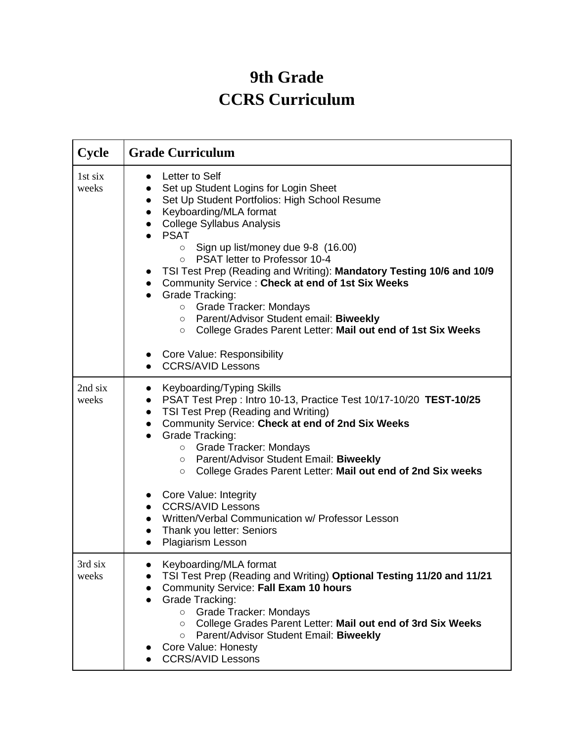# 9th Grade
# CCRS Curriculum

| Cycle | Grade Curriculum |
|---|---|
| 1st six weeks | • Letter to Self<br>• Set up Student Logins for Login Sheet<br>• Set Up Student Portfolios: High School Resume<br>• Keyboarding/MLA format<br>• College Syllabus Analysis<br>• PSAT<br>&nbsp;&nbsp;&nbsp;&nbsp;○ Sign up list/money due 9-8 (16.00)<br>&nbsp;&nbsp;&nbsp;&nbsp;○ PSAT letter to Professor 10-4<br>• TSI Test Prep (Reading and Writing): **Mandatory Testing 10/6 and 10/9**<br>• Community Service : **Check at end of 1st Six Weeks**<br>• Grade Tracking:<br>&nbsp;&nbsp;&nbsp;&nbsp;○ Grade Tracker: Mondays<br>&nbsp;&nbsp;&nbsp;&nbsp;○ Parent/Advisor Student email: **Biweekly**<br>&nbsp;&nbsp;&nbsp;&nbsp;○ College Grades Parent Letter: **Mail out end of 1st Six Weeks**<br>• Core Value: Responsibility<br>• CCRS/AVID Lessons |
| 2nd six weeks | • Keyboarding/Typing Skills<br>• PSAT Test Prep : Intro 10-13, Practice Test 10/17-10/20 **TEST-10/25**<br>• TSI Test Prep (Reading and Writing)<br>• Community Service: **Check at end of 2nd Six Weeks**<br>• Grade Tracking:<br>&nbsp;&nbsp;&nbsp;&nbsp;○ Grade Tracker: Mondays<br>&nbsp;&nbsp;&nbsp;&nbsp;○ Parent/Advisor Student Email: **Biweekly**<br>&nbsp;&nbsp;&nbsp;&nbsp;○ College Grades Parent Letter: **Mail out end of 2nd Six weeks**<br>• Core Value: Integrity<br>• CCRS/AVID Lessons<br>• Written/Verbal Communication w/ Professor Lesson<br>• Thank you letter: Seniors<br>• Plagiarism Lesson |
| 3rd six weeks | • Keyboarding/MLA format<br>• TSI Test Prep (Reading and Writing) **Optional Testing 11/20 and 11/21**<br>• Community Service: **Fall Exam 10 hours**<br>• Grade Tracking:<br>&nbsp;&nbsp;&nbsp;&nbsp;○ Grade Tracker: Mondays<br>&nbsp;&nbsp;&nbsp;&nbsp;○ College Grades Parent Letter: **Mail out end of 3rd Six Weeks**<br>&nbsp;&nbsp;&nbsp;&nbsp;○ Parent/Advisor Student Email: **Biweekly**<br>• Core Value: Honesty<br>• CCRS/AVID Lessons |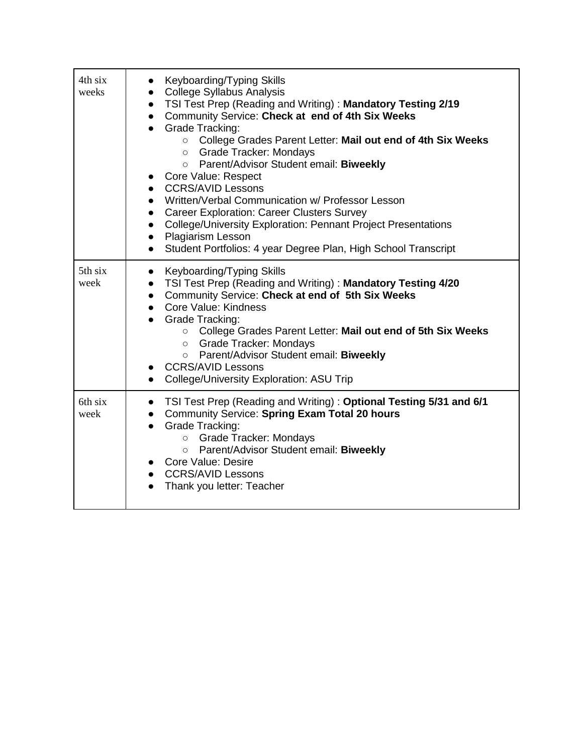| | |
|---|---|
| 4th six weeks | • Keyboarding/Typing Skills<br>• College Syllabus Analysis<br>• TSI Test Prep (Reading and Writing) : **Mandatory Testing 2/19**<br>• Community Service: **Check at end of 4th Six Weeks**<br>• Grade Tracking:<br>&nbsp;&nbsp;○ College Grades Parent Letter: **Mail out end of 4th Six Weeks**<br>&nbsp;&nbsp;○ Grade Tracker: Mondays<br>&nbsp;&nbsp;○ Parent/Advisor Student email: **Biweekly**<br>• Core Value: Respect<br>• CCRS/AVID Lessons<br>• Written/Verbal Communication w/ Professor Lesson<br>• Career Exploration: Career Clusters Survey<br>• College/University Exploration: Pennant Project Presentations<br>• Plagiarism Lesson<br>• Student Portfolios: 4 year Degree Plan, High School Transcript |
| 5th six week | • Keyboarding/Typing Skills<br>• TSI Test Prep (Reading and Writing) : **Mandatory Testing 4/20**<br>• Community Service: **Check at end of 5th Six Weeks**<br>• Core Value: Kindness<br>• Grade Tracking:<br>&nbsp;&nbsp;○ College Grades Parent Letter: **Mail out end of 5th Six Weeks**<br>&nbsp;&nbsp;○ Grade Tracker: Mondays<br>&nbsp;&nbsp;○ Parent/Advisor Student email: **Biweekly**<br>• CCRS/AVID Lessons<br>• College/University Exploration: ASU Trip |
| 6th six week | • TSI Test Prep (Reading and Writing) : **Optional Testing 5/31 and 6/1**<br>• Community Service: **Spring Exam Total 20 hours**<br>• Grade Tracking:<br>&nbsp;&nbsp;○ Grade Tracker: Mondays<br>&nbsp;&nbsp;○ Parent/Advisor Student email: **Biweekly**<br>• Core Value: Desire<br>• CCRS/AVID Lessons<br>• Thank you letter: Teacher |